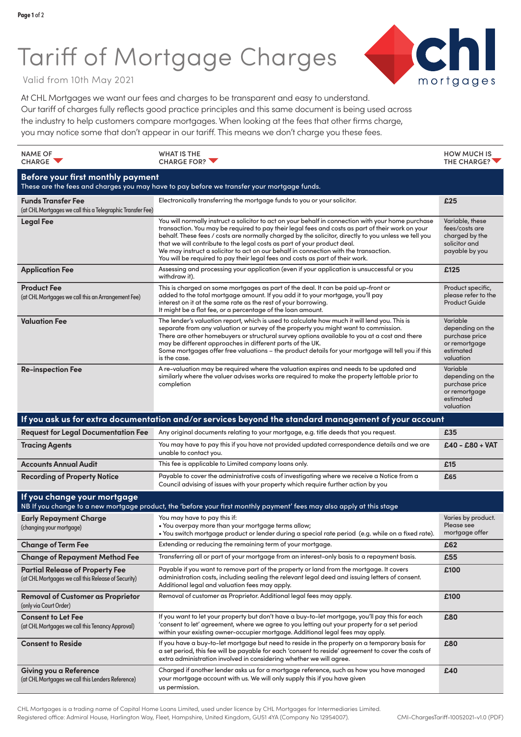# Tariff of Mortgage Charges

Valid from 10th May 2021

At CHL Mortgages we want our fees and charges to be transparent and easy to understand. Our tariff of charges fully reflects good practice principles and this same document is being used across the industry to help customers compare mortgages. When looking at the fees that other firms charge, you may notice some that don't appear in our tariff. This means we don't charge you these fees.

| NAME OF CHARGE | WHAT IS THE CHARGE FOR? | HOW MUCH IS THE CHARGE? |
|---|---|---|
| **Before your first monthly payment** These are the fees and charges you may have to pay before we transfer your mortgage funds. | | |
| **Funds Transfer Fee** (at CHL Mortgages we call this a Telegraphic Transfer Fee) | Electronically transferring the mortgage funds to you or your solicitor. | **£25** |
| **Legal Fee** | You will normally instruct a solicitor to act on your behalf in connection with your home purchase transaction. You may be required to pay their legal fees and costs as part of their work on your behalf. These fees / costs are normally charged by the solicitor, directly to you unless we tell you that we will contribute to the legal costs as part of your product deal. We may instruct a solicitor to act on our behalf in connection with the transaction. You will be required to pay their legal fees and costs as part of their work. | Variable, these fees/costs are charged by the solicitor and payable by you |
| **Application Fee** | Assessing and processing your application (even if your application is unsuccessful or you withdraw it). | **£125** |
| **Product Fee** (at CHL Mortgages we call this an Arrangement Fee) | This is charged on some mortgages as part of the deal. It can be paid up-front or added to the total mortgage amount. If you add it to your mortgage, you'll pay interest on it at the same rate as the rest of your borrowing. It might be a flat fee, or a percentage of the loan amount. | Product specific, please refer to the Product Guide |
| **Valuation Fee** | The lender's valuation report, which is used to calculate how much it will lend you. This is separate from any valuation or survey of the property you might want to commission. There are other homebuyers or structural survey options available to you at a cost and there may be different approaches in different parts of the UK. Some mortgages offer free valuations – the product details for your mortgage will tell you if this is the case. | Variable depending on the purchase price or remortgage estimated valuation |
| **Re-inspection Fee** | A re-valuation may be required where the valuation expires and needs to be updated and similarly where the valuer advises works are required to make the property lettable prior to completion | Variable depending on the purchase price or remortgage estimated valuation |
| **If you ask us for extra documentation and/or services beyond the standard management of your account** | | |
| **Request for Legal Documentation Fee** | Any original documents relating to your mortgage, e.g. title deeds that you request. | **£35** |
| **Tracing Agents** | You may have to pay this if you have not provided updated correspondence details and we are unable to contact you. | **£40 - £80 + VAT** |
| **Accounts Annual Audit** | This fee is applicable to Limited company loans only. | **£15** |
| **Recording of Property Notice** | Payable to cover the administrative costs of investigating where we receive a Notice from a Council advising of issues with your property which require further action by you | **£65** |
| **If you change your mortgage** NB If you change to a new mortgage product, the 'before your first monthly payment' fees may also apply at this stage | | |
| **Early Repayment Charge** (changing your mortgage) | You may have to pay this if: • You overpay more than your mortgage terms allow; • You switch mortgage product or lender during a special rate period (e.g. while on a fixed rate). | Varies by product. Please see mortgage offer |
| **Change of Term Fee** | Extending or reducing the remaining term of your mortgage. | **£62** |
| **Change of Repayment Method Fee** | Transferring all or part of your mortgage from an interest-only basis to a repayment basis. | **£55** |
| **Partial Release of Property Fee** (at CHL Mortgages we call this Release of Security) | Payable if you want to remove part of the property or land from the mortgage. It covers administration costs, including sealing the relevant legal deed and issuing letters of consent. Additional legal and valuation fees may apply. | **£100** |
| **Removal of Customer as Proprietor** (only via Court Order) | Removal of customer as Proprietor. Additional legal fees may apply. | **£100** |
| **Consent to Let Fee** (at CHL Mortgages we call this Tenancy Approval) | If you want to let your property but don't have a buy-to-let mortgage, you'll pay this for each 'consent to let' agreement, where we agree to you letting out your property for a set period within your existing owner-occupier mortgage. Additional legal fees may apply. | **£80** |
| **Consent to Reside** | If you have a buy-to-let mortgage but need to reside in the property on a temporary basis for a set period, this fee will be payable for each 'consent to reside' agreement to cover the costs of extra administration involved in considering whether we will agree. | **£80** |
| **Giving you a Reference** (at CHL Mortgages we call this Lenders Reference) | Charged if another lender asks us for a mortgage reference, such as how you have managed your mortgage account with us. We will only supply this if you have given us permission. | **£40** |

CHL Mortgages is a trading name of Capital Home Loans Limited, used under licence by CHL Mortgages for Intermediaries Limited. Registered office: Admiral House, Harlington Way, Fleet, Hampshire, United Kingdom, GU51 4YA (Company No 12954007).

CMI-ChargesTariff-10052021-v1.0 (PDF)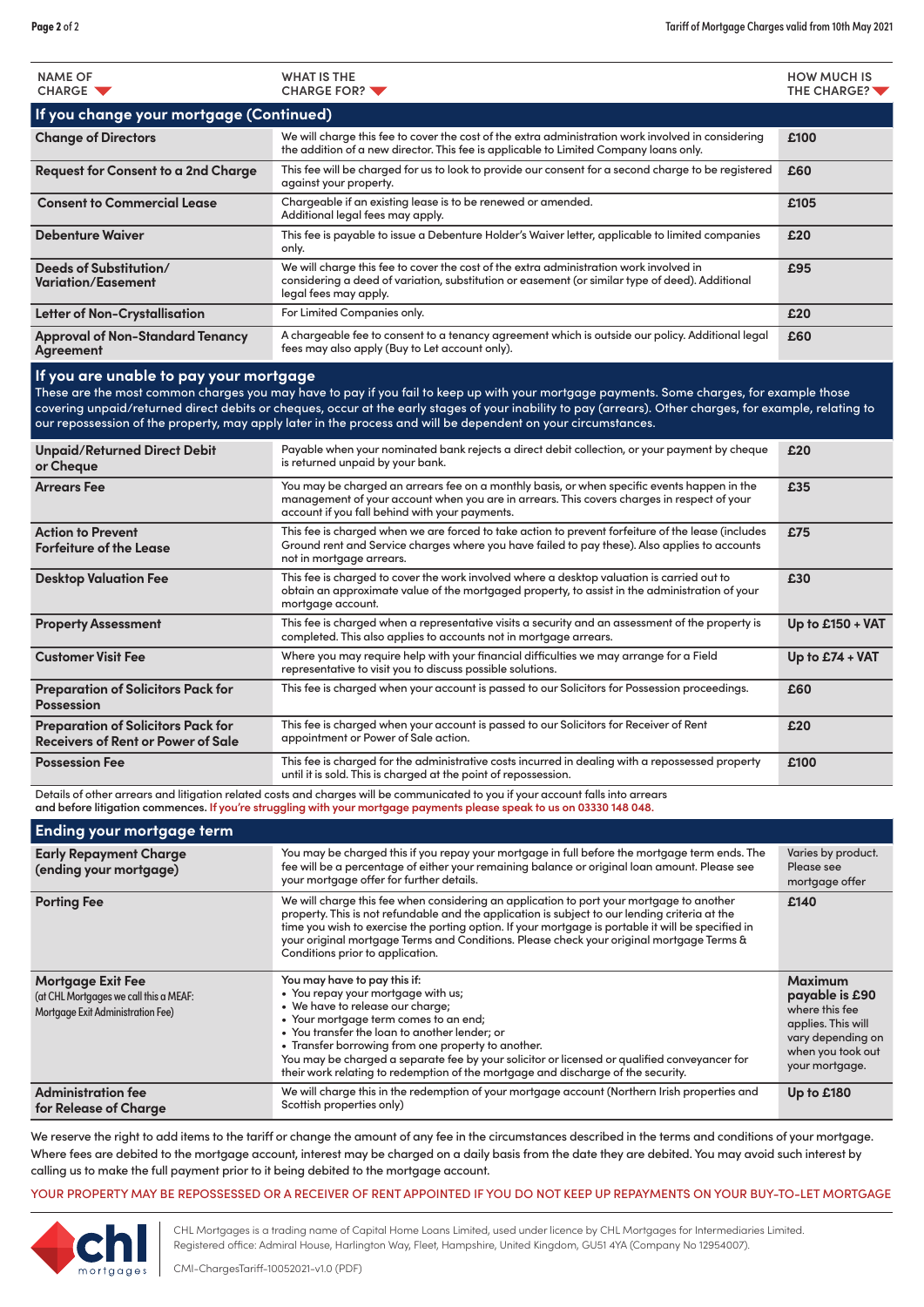| NAME OF CHARGE | WHAT IS THE CHARGE FOR? | HOW MUCH IS THE CHARGE? |
|---|---|---|
| **If you change your mortgage (Continued)** | | |
| **Change of Directors** | We will charge this fee to cover the cost of the extra administration work involved in considering the addition of a new director. This fee is applicable to Limited Company loans only. | **£100** |
| **Request for Consent to a 2nd Charge** | This fee will be charged for us to look to provide our consent for a second charge to be registered against your property. | **£60** |
| **Consent to Commercial Lease** | Chargeable if an existing lease is to be renewed or amended. Additional legal fees may apply. | **£105** |
| **Debenture Waiver** | This fee is payable to issue a Debenture Holder's Waiver letter, applicable to limited companies only. | **£20** |
| **Deeds of Substitution/ Variation/Easement** | We will charge this fee to cover the cost of the extra administration work involved in considering a deed of variation, substitution or easement (or similar type of deed). Additional legal fees may apply. | **£95** |
| **Letter of Non-Crystallisation** | For Limited Companies only. | **£20** |
| **Approval of Non-Standard Tenancy Agreement** | A chargeable fee to consent to a tenancy agreement which is outside our policy. Additional legal fees may also apply (Buy to Let account only). | **£60** |

## If you are unable to pay your mortgage

These are the most common charges you may have to pay if you fail to keep up with your mortgage payments. Some charges, for example those covering unpaid/returned direct debits or cheques, occur at the early stages of your inability to pay (arrears). Other charges, for example, relating to our repossession of the property, may apply later in the process and will be dependent on your circumstances.

| | | |
|---|---|---|
| **Unpaid/Returned Direct Debit or Cheque** | Payable when your nominated bank rejects a direct debit collection, or your payment by cheque is returned unpaid by your bank. | **£20** |
| **Arrears Fee** | You may be charged an arrears fee on a monthly basis, or when specific events happen in the management of your account when you are in arrears. This covers charges in respect of your account if you fall behind with your payments. | **£35** |
| **Action to Prevent Forfeiture of the Lease** | This fee is charged when we are forced to take action to prevent forfeiture of the lease (includes Ground rent and Service charges where you have failed to pay these). Also applies to accounts not in mortgage arrears. | **£75** |
| **Desktop Valuation Fee** | This fee is charged to cover the work involved where a desktop valuation is carried out to obtain an approximate value of the mortgaged property, to assist in the administration of your mortgage account. | **£30** |
| **Property Assessment** | This fee is charged when a representative visits a security and an assessment of the property is completed. This also applies to accounts not in mortgage arrears. | **Up to £150 + VAT** |
| **Customer Visit Fee** | Where you may require help with your financial difficulties we may arrange for a Field representative to visit you to discuss possible solutions. | **Up to £74 + VAT** |
| **Preparation of Solicitors Pack for Possession** | This fee is charged when your account is passed to our Solicitors for Possession proceedings. | **£60** |
| **Preparation of Solicitors Pack for Receivers of Rent or Power of Sale** | This fee is charged when your account is passed to our Solicitors for Receiver of Rent appointment or Power of Sale action. | **£20** |
| **Possession Fee** | This fee is charged for the administrative costs incurred in dealing with a repossessed property until it is sold. This is charged at the point of repossession. | **£100** |

Details of other arrears and litigation related costs and charges will be communicated to you if your account falls into arrears and before litigation commences. If you're struggling with your mortgage payments please speak to us on 03330 148 048.

## Ending your mortgage term

| | | |
|---|---|---|
| **Early Repayment Charge (ending your mortgage)** | You may be charged this if you repay your mortgage in full before the mortgage term ends. The fee will be a percentage of either your remaining balance or original loan amount. Please see your mortgage offer for further details. | Varies by product. Please see mortgage offer |
| **Porting Fee** | We will charge this fee when considering an application to port your mortgage to another property. This is not refundable and the application is subject to our lending criteria at the time you wish to exercise the porting option. If your mortgage is portable it will be specified in your original mortgage Terms and Conditions. Please check your original mortgage Terms & Conditions prior to application. | **£140** |
| **Mortgage Exit Fee** (at CHL Mortgages we call this a MEAF: Mortgage Exit Administration Fee) | You may have to pay this if: • You repay your mortgage with us; • We have to release our charge; • Your mortgage term comes to an end; • You transfer the loan to another lender; or • Transfer borrowing from one property to another. You may be charged a separate fee by your solicitor or licensed or qualified conveyancer for their work relating to redemption of the mortgage and discharge of the security. | **Maximum payable is £90** where this fee applies. This will vary depending on when you took out your mortgage. |
| **Administration fee for Release of Charge** | We will charge this in the redemption of your mortgage account (Northern Irish properties and Scottish properties only) | **Up to £180** |

We reserve the right to add items to the tariff or change the amount of any fee in the circumstances described in the terms and conditions of your mortgage. Where fees are debited to the mortgage account, interest may be charged on a daily basis from the date they are debited. You may avoid such interest by calling us to make the full payment prior to it being debited to the mortgage account.

YOUR PROPERTY MAY BE REPOSSESSED OR A RECEIVER OF RENT APPOINTED IF YOU DO NOT KEEP UP REPAYMENTS ON YOUR BUY-TO-LET MORTGAGE

chl mortgages

CHL Mortgages is a trading name of Capital Home Loans Limited, used under licence by CHL Mortgages for Intermediaries Limited. Registered office: Admiral House, Harlington Way, Fleet, Hampshire, United Kingdom, GU51 4YA (Company No 12954007).

CMI-ChargesTariff-10052021-v1.0 (PDF)